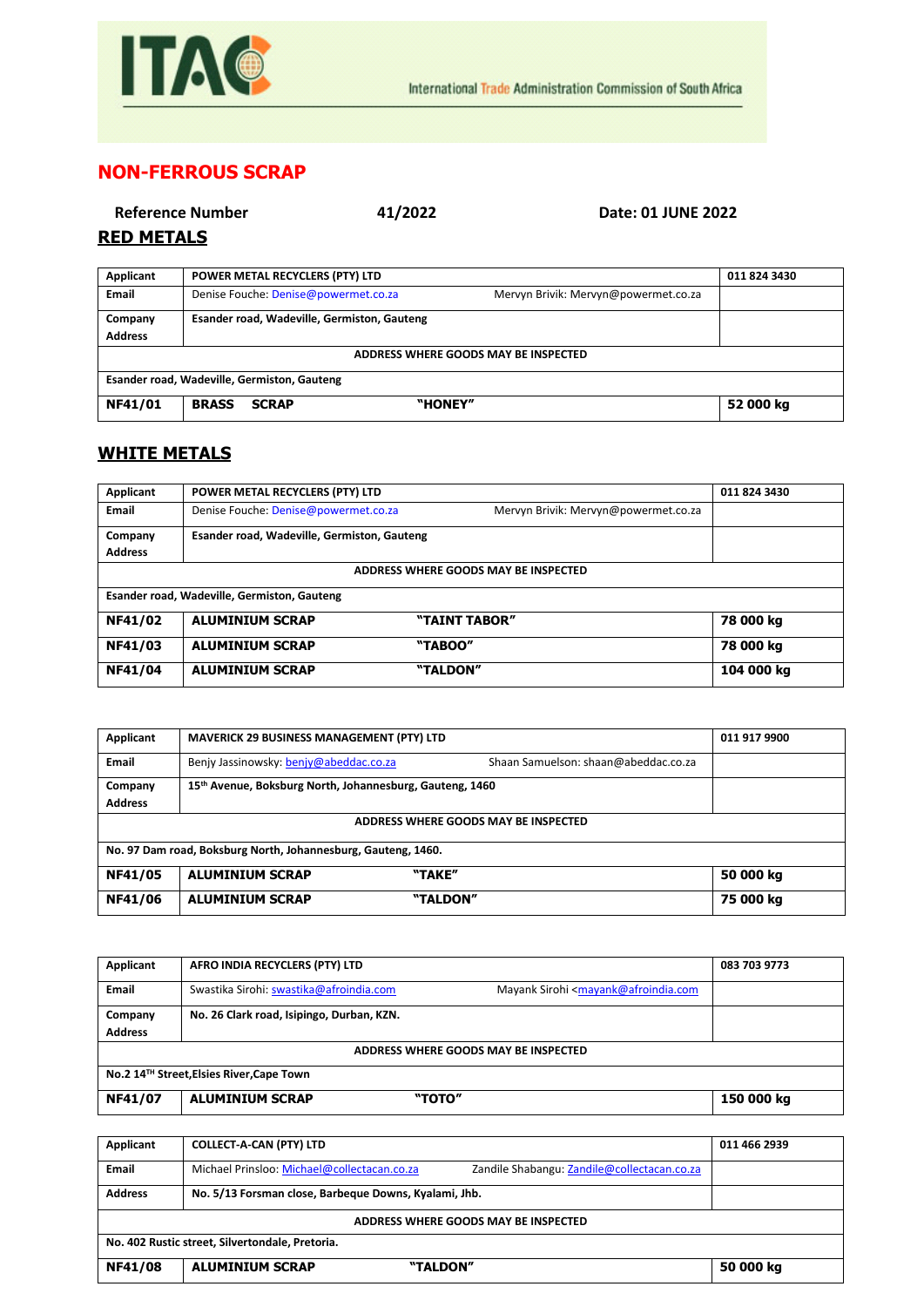ITAC

International Trade Administration Commission of South Africa

# NON-FERROUS SCRAP

**Reference Number** **41/2022** **Date: 01 JUNE 2022**

## RED METALS

| **Applicant** | **POWER METAL RECYCLERS (PTY) LTD** | | **011 824 3430** |
|---|---|---|---|
| **Email** | Denise Fouche: Denise@powermet.co.za | Mervyn Brivik: Mervyn@powermet.co.za | |
| **Company Address** | **Esander road, Wadeville, Germiston, Gauteng** | | |
| | **ADDRESS WHERE GOODS MAY BE INSPECTED** | | |
| **Esander road, Wadeville, Germiston, Gauteng** | | | |
| **NF41/01** | **BRASS SCRAP** | **"HONEY"** | **52 000 kg** |

## WHITE METALS

| **Applicant** | **POWER METAL RECYCLERS (PTY) LTD** | | **011 824 3430** |
|---|---|---|---|
| **Email** | Denise Fouche: Denise@powermet.co.za | Mervyn Brivik: Mervyn@powermet.co.za | |
| **Company Address** | **Esander road, Wadeville, Germiston, Gauteng** | | |
| | **ADDRESS WHERE GOODS MAY BE INSPECTED** | | |
| **Esander road, Wadeville, Germiston, Gauteng** | | | |
| **NF41/02** | **ALUMINIUM SCRAP** | **"TAINT TABOR"** | **78 000 kg** |
| **NF41/03** | **ALUMINIUM SCRAP** | **"TABOO"** | **78 000 kg** |
| **NF41/04** | **ALUMINIUM SCRAP** | **"TALDON"** | **104 000 kg** |

| **Applicant** | **MAVERICK 29 BUSINESS MANAGEMENT (PTY) LTD** | | **011 917 9900** |
|---|---|---|---|
| **Email** | Benjy Jassinowsky: benjy@abeddac.co.za | Shaan Samuelson: shaan@abeddac.co.za | |
| **Company Address** | **15th Avenue, Boksburg North, Johannesburg, Gauteng, 1460** | | |
| | **ADDRESS WHERE GOODS MAY BE INSPECTED** | | |
| **No. 97 Dam road, Boksburg North, Johannesburg, Gauteng, 1460.** | | | |
| **NF41/05** | **ALUMINIUM SCRAP** | **"TAKE"** | **50 000 kg** |
| **NF41/06** | **ALUMINIUM SCRAP** | **"TALDON"** | **75 000 kg** |

| **Applicant** | **AFRO INDIA RECYCLERS (PTY) LTD** | | **083 703 9773** |
|---|---|---|---|
| **Email** | Swastika Sirohi: swastika@afroindia.com | Mayank Sirohi <mayank@afroindia.com | |
| **Company Address** | **No. 26 Clark road, Isipingo, Durban, KZN.** | | |
| | **ADDRESS WHERE GOODS MAY BE INSPECTED** | | |
| **No.2 14TH Street,Elsies River,Cape Town** | | | |
| **NF41/07** | **ALUMINIUM SCRAP** | **"TOTO"** | **150 000 kg** |

| **Applicant** | **COLLECT-A-CAN (PTY) LTD** | | **011 466 2939** |
|---|---|---|---|
| **Email** | Michael Prinsloo: Michael@collectacan.co.za | Zandile Shabangu: Zandile@collectacan.co.za | |
| **Address** | **No. 5/13 Forsman close, Barbeque Downs, Kyalami, Jhb.** | | |
| | **ADDRESS WHERE GOODS MAY BE INSPECTED** | | |
| **No. 402 Rustic street, Silvertondale, Pretoria.** | | | |
| **NF41/08** | **ALUMINIUM SCRAP** | **"TALDON"** | **50 000 kg** |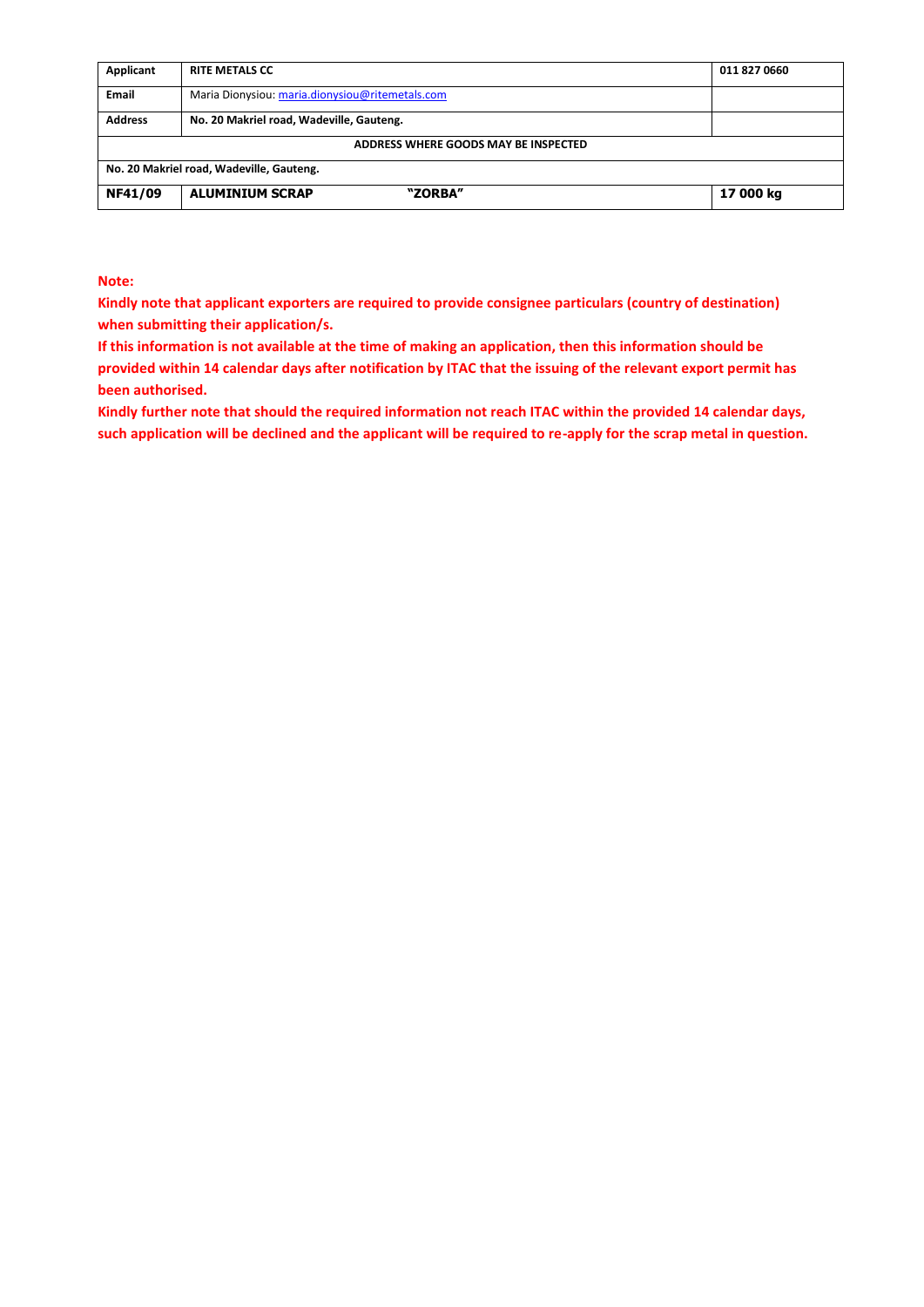| | | |
|---|---|---|
| **Applicant** | **RITE METALS CC** | **011 827 0660** |
| **Email** | Maria Dionysiou: maria.dionysiou@ritemetals.com | |
| **Address** | **No. 20 Makriel road, Wadeville, Gauteng.** | |
| **ADDRESS WHERE GOODS MAY BE INSPECTED** | | |
| **No. 20 Makriel road, Wadeville, Gauteng.** | | |
| **NF41/09** | **ALUMINIUM SCRAP "ZORBA"** | **17 000 kg** |

**Note:**

**Kindly note that applicant exporters are required to provide consignee particulars (country of destination) when submitting their application/s.**

**If this information is not available at the time of making an application, then this information should be provided within 14 calendar days after notification by ITAC that the issuing of the relevant export permit has been authorised.**

**Kindly further note that should the required information not reach ITAC within the provided 14 calendar days, such application will be declined and the applicant will be required to re-apply for the scrap metal in question.**